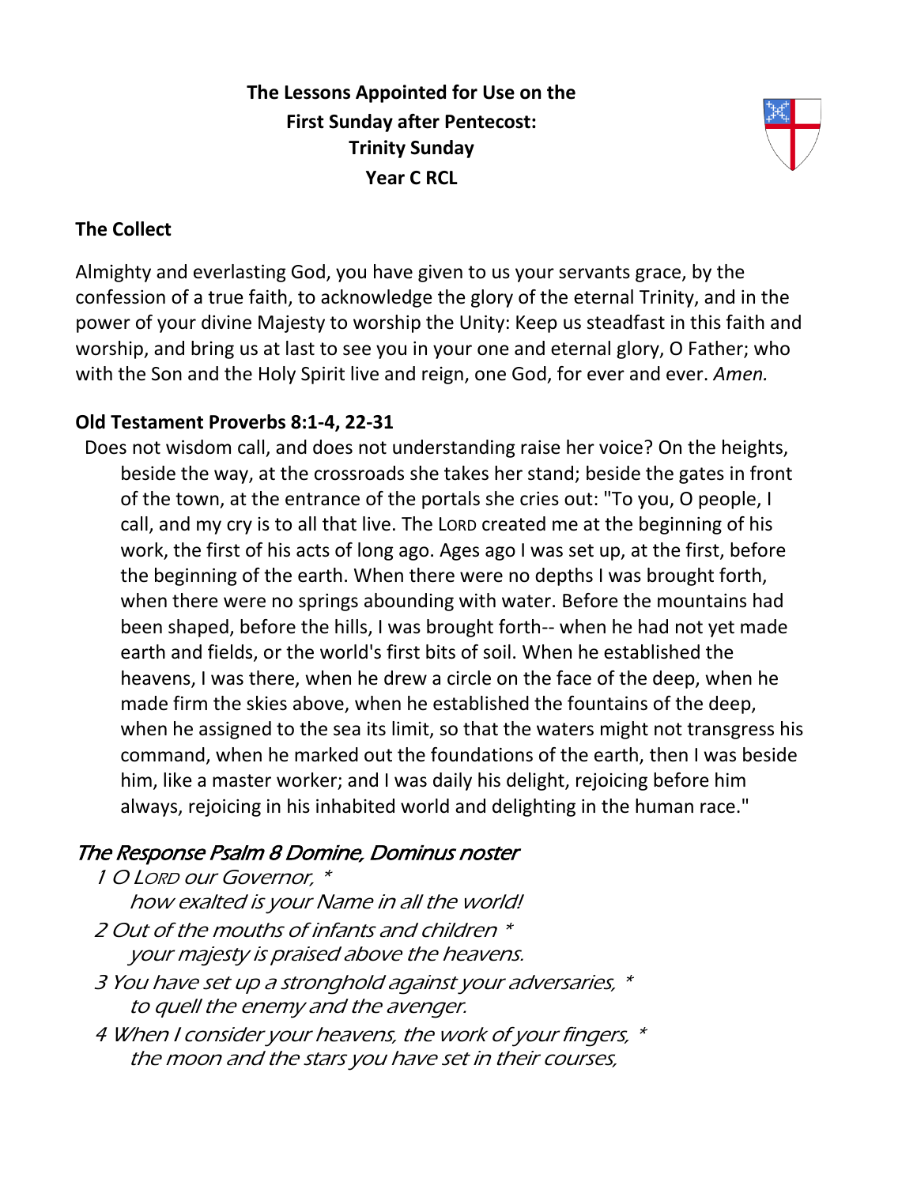**The Lessons Appointed for Use on the First Sunday after Pentecost: Trinity Sunday Year C RCL**

## The Collect

Almighty and everlasting God, you have given to us your servants grace, by the confession of a true faith, to acknowledge the glory of the eternal Trinity, and in the power of your divine Majesty to worship the Unity: Keep us steadfast in this faith and worship, and bring us at last to see you in your one and eternal glory, O Father; who with the Son and the Holy Spirit live and reign, one God, for ever and ever. *Amen.*

## Old Testament Proverbs 8:1-4, 22-31

Does not wisdom call, and does not understanding raise her voice? On the heights, beside the way, at the crossroads she takes her stand; beside the gates in front of the town, at the entrance of the portals she cries out: "To you, O people, I call, and my cry is to all that live. The LORD created me at the beginning of his work, the first of his acts of long ago. Ages ago I was set up, at the first, before the beginning of the earth. When there were no depths I was brought forth, when there were no springs abounding with water. Before the mountains had been shaped, before the hills, I was brought forth-- when he had not yet made earth and fields, or the world's first bits of soil. When he established the heavens, I was there, when he drew a circle on the face of the deep, when he made firm the skies above, when he established the fountains of the deep, when he assigned to the sea its limit, so that the waters might not transgress his command, when he marked out the foundations of the earth, then I was beside him, like a master worker; and I was daily his delight, rejoicing before him always, rejoicing in his inhabited world and delighting in the human race."

## *The Response Psalm 8 Domine, Dominus noster*

*1 O LORD our Governor, *
*how exalted is your Name in all the world!*

*2 Out of the mouths of infants and children *
*your majesty is praised above the heavens.*

*3 You have set up a stronghold against your adversaries, *
*to quell the enemy and the avenger.*

*4 When I consider your heavens, the work of your fingers, *
*the moon and the stars you have set in their courses,*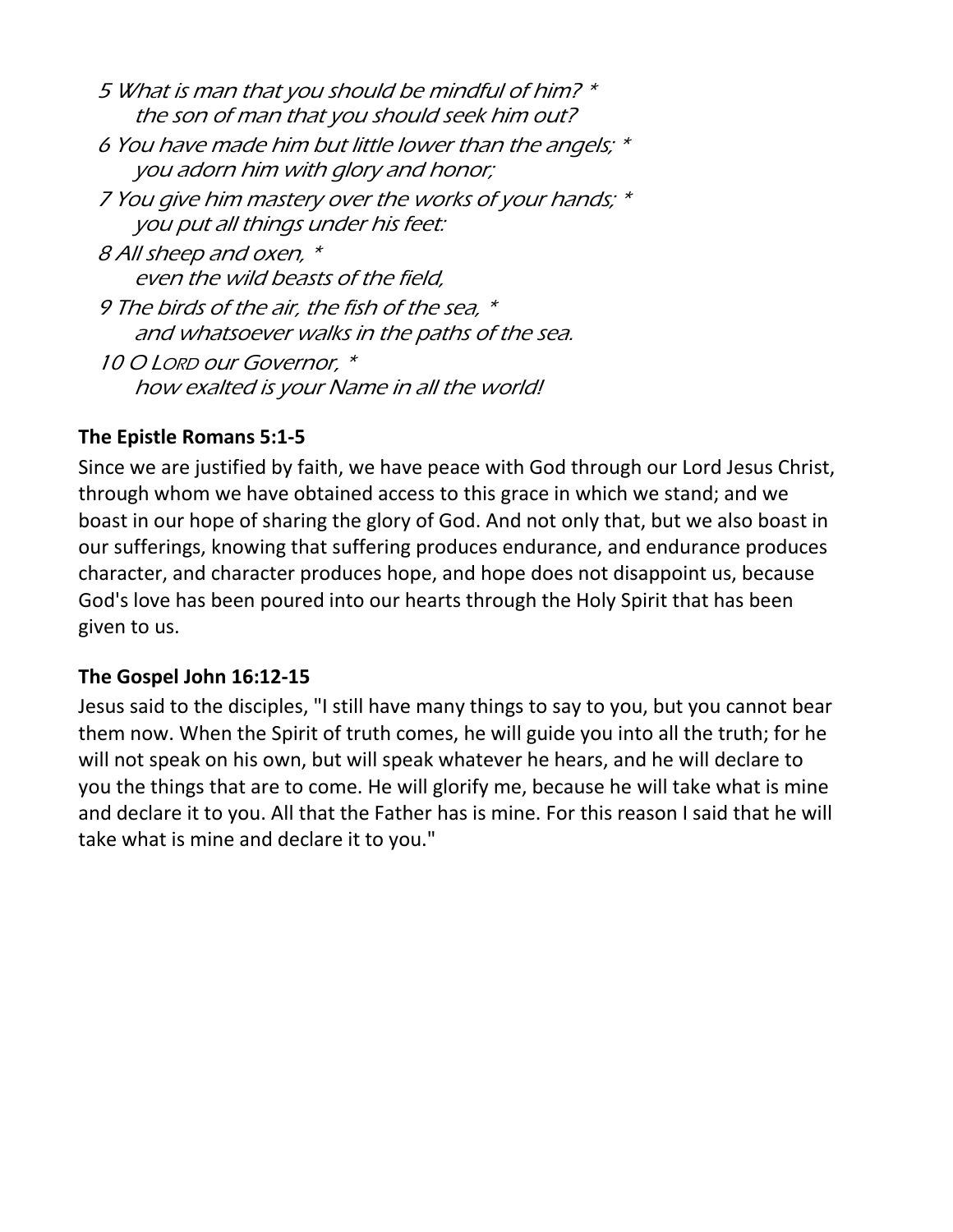*5 What is man that you should be mindful of him? \**
*the son of man that you should seek him out?*

*6 You have made him but little lower than the angels; \**
*you adorn him with glory and honor;*

*7 You give him mastery over the works of your hands; \**
*you put all things under his feet:*

*8 All sheep and oxen, \**
*even the wild beasts of the field,*

*9 The birds of the air, the fish of the sea, \**
*and whatsoever walks in the paths of the sea.*

*10 O LORD our Governor, \**
*how exalted is your Name in all the world!*

**The Epistle Romans 5:1-5**

Since we are justified by faith, we have peace with God through our Lord Jesus Christ, through whom we have obtained access to this grace in which we stand; and we boast in our hope of sharing the glory of God. And not only that, but we also boast in our sufferings, knowing that suffering produces endurance, and endurance produces character, and character produces hope, and hope does not disappoint us, because God's love has been poured into our hearts through the Holy Spirit that has been given to us.

**The Gospel John 16:12-15**

Jesus said to the disciples, "I still have many things to say to you, but you cannot bear them now. When the Spirit of truth comes, he will guide you into all the truth; for he will not speak on his own, but will speak whatever he hears, and he will declare to you the things that are to come. He will glorify me, because he will take what is mine and declare it to you. All that the Father has is mine. For this reason I said that he will take what is mine and declare it to you."